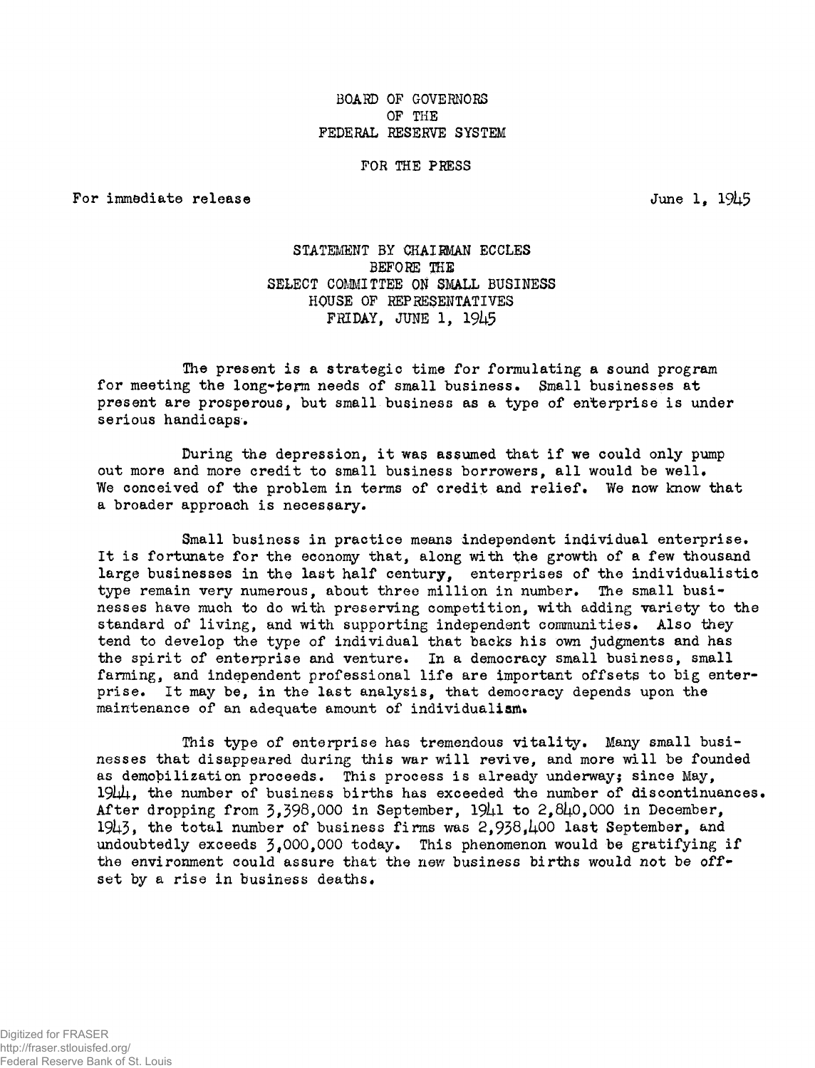BOARD OF GOVERNORS
OF THE
FEDERAL RESERVE SYSTEM

FOR THE PRESS

For immediate release June 1, 1945

# STATEMENT BY CHAIRMAN ECCLES BEFORE THE SELECT COMMITTEE ON SMALL BUSINESS HOUSE OF REPRESENTATIVES FRIDAY, JUNE 1, 1945

The present is a strategic time for formulating a sound program for meeting the long-term needs of small business. Small businesses at present are prosperous, but small business as a type of enterprise is under serious handicaps.

During the depression, it was assumed that if we could only pump out more and more credit to small business borrowers, all would be well. We conceived of the problem in terms of credit and relief. We now know that a broader approach is necessary.

Small business in practice means independent individual enterprise. It is fortunate for the economy that, along with the growth of a few thousand large businesses in the last half century, enterprises of the individualistic type remain very numerous, about three million in number. The small businesses have much to do with preserving competition, with adding variety to the standard of living, and with supporting independent communities. Also they tend to develop the type of individual that backs his own judgments and has the spirit of enterprise and venture. In a democracy small business, small farming, and independent professional life are important offsets to big enterprise. It may be, in the last analysis, that democracy depends upon the maintenance of an adequate amount of individualism.

This type of enterprise has tremendous vitality. Many small businesses that disappeared during this war will revive, and more will be founded as demobilization proceeds. This process is already underway; since May, 1944, the number of business births has exceeded the number of discontinuances. After dropping from 3,398,000 in September, 1941 to 2,840,000 in December, 1943, the total number of business firms was 2,938,400 last September, and undoubtedly exceeds 3,000,000 today. This phenomenon would be gratifying if the environment could assure that the new business births would not be offset by a rise in business deaths.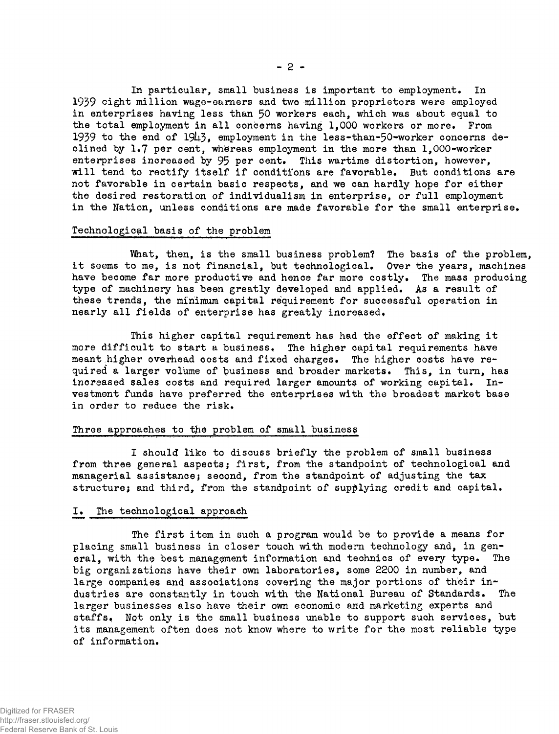In particular, small business is important to employment. In 1939 eight million wage-earners and two million proprietors were employed in enterprises having less than 50 workers each, which was about equal to the total employment in all concerns having 1,000 workers or more. From 1939 to the end of 1943, employment in the less-than-50-worker concerns declined by 1.7 per cent, whereas employment in the more than 1,000-worker enterprises increased by 95 per cent. This wartime distortion, however, will tend to rectify itself if conditions are favorable. But conditions are not favorable in certain basic respects, and we can hardly hope for either the desired restoration of individualism in enterprise, or full employment in the Nation, unless conditions are made favorable for the small enterprise.

## Technological basis of the problem

What, then, is the small business problem? The basis of the problem, it seems to me, is not financial, but technological. Over the years, machines have become far more productive and hence far more costly. The mass producing type of machinery has been greatly developed and applied. As a result of these trends, the minimum capital requirement for successful operation in nearly all fields of enterprise has greatly increased.

This higher capital requirement has had the effect of making it more difficult to start a business. The higher capital requirements have meant higher overhead costs and fixed charges. The higher costs have required a larger volume of business and broader markets. This, in turn, has increased sales costs and required larger amounts of working capital. Investment funds have preferred the enterprises with the broadest market base in order to reduce the risk.

## Three approaches to the problem of small business

I should like to discuss briefly the problem of small business from three general aspects; first, from the standpoint of technological and managerial assistance; second, from the standpoint of adjusting the tax structure; and third, from the standpoint of supplying credit and capital.

## I. The technological approach

The first item in such a program would be to provide a means for placing small business in closer touch with modern technology and, in general, with the best management information and technics of every type. The big organizations have their own laboratories, some 2200 in number, and large companies and associations covering the major portions of their industries are constantly in touch with the National Bureau of Standards. The larger businesses also have their own economic and marketing experts and staffs. Not only is the small business unable to support such services, but its management often does not know where to write for the most reliable type of information.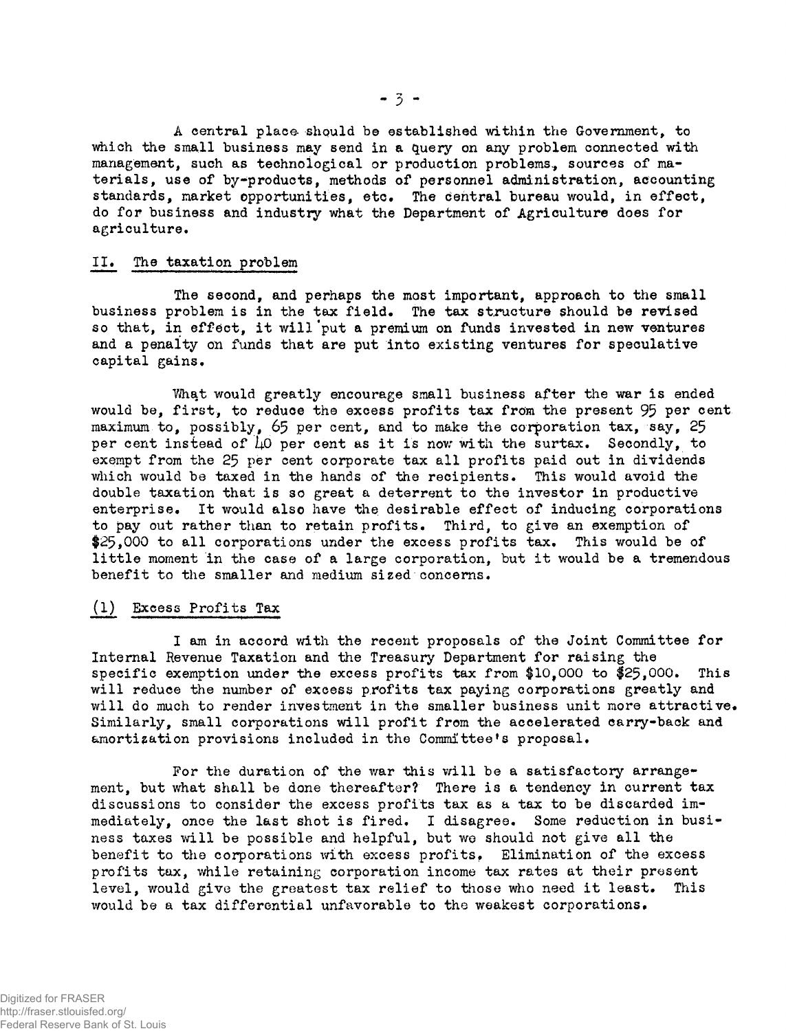A central place should be established within the Government, to which the small business may send in a query on any problem connected with management, such as technological or production problems, sources of materials, use of by-products, methods of personnel administration, accounting standards, market opportunities, etc. The central bureau would, in effect, do for business and industry what the Department of Agriculture does for agriculture.

## II. The taxation problem

The second, and perhaps the most important, approach to the small business problem is in the tax field. The tax structure should be revised so that, in effect, it will put a premium on funds invested in new ventures and a penalty on funds that are put into existing ventures for speculative capital gains.

What would greatly encourage small business after the war is ended would be, first, to reduce the excess profits tax from the present 95 per cent maximum to, possibly, 65 per cent, and to make the corporation tax, say, 25 per cent instead of 40 per cent as it is now with the surtax. Secondly, to exempt from the 25 per cent corporate tax all profits paid out in dividends which would be taxed in the hands of the recipients. This would avoid the double taxation that is so great a deterrent to the investor in productive enterprise. It would also have the desirable effect of inducing corporations to pay out rather than to retain profits. Third, to give an exemption of $25,000 to all corporations under the excess profits tax. This would be of little moment in the case of a large corporation, but it would be a tremendous benefit to the smaller and medium sized concerns.

### (1) Excess Profits Tax

I am in accord with the recent proposals of the Joint Committee for Internal Revenue Taxation and the Treasury Department for raising the specific exemption under the excess profits tax from $10,000 to $25,000. This will reduce the number of excess profits tax paying corporations greatly and will do much to render investment in the smaller business unit more attractive. Similarly, small corporations will profit from the accelerated carry-back and amortization provisions included in the Committee's proposal.

For the duration of the war this will be a satisfactory arrangement, but what shall be done thereafter? There is a tendency in current tax discussions to consider the excess profits tax as a tax to be discarded immediately, once the last shot is fired. I disagree. Some reduction in business taxes will be possible and helpful, but we should not give all the benefit to the corporations with excess profits. Elimination of the excess profits tax, while retaining corporation income tax rates at their present level, would give the greatest tax relief to those who need it least. This would be a tax differential unfavorable to the weakest corporations.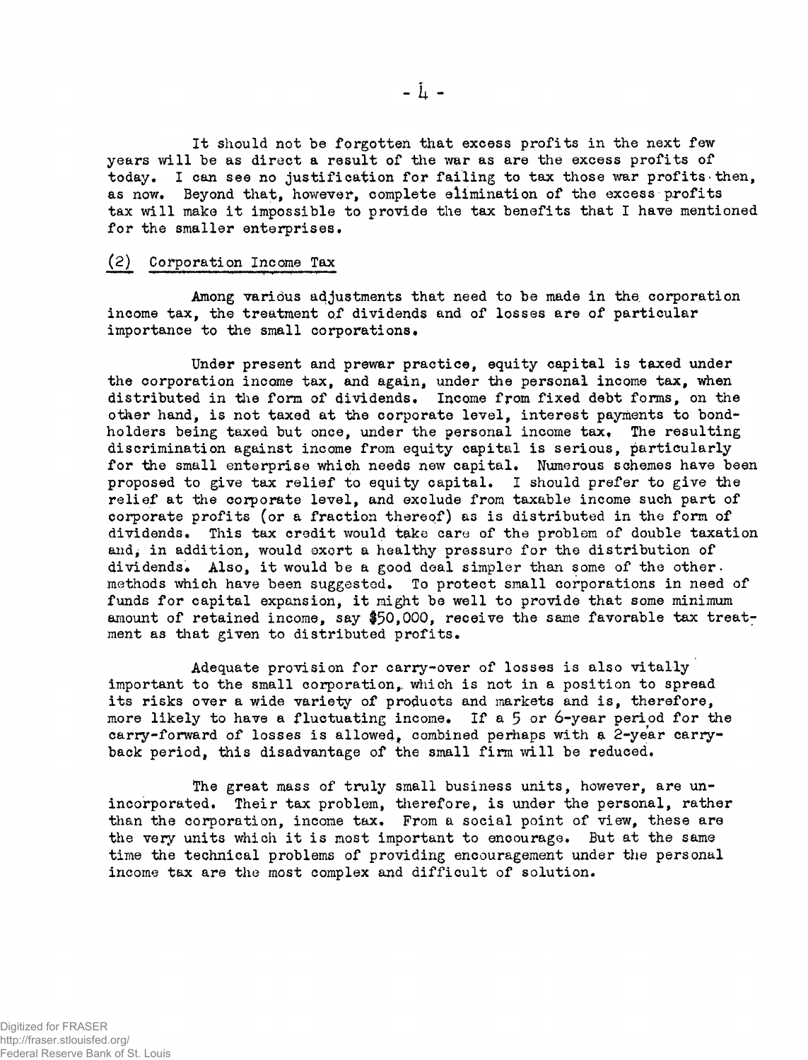It should not be forgotten that excess profits in the next few years will be as direct a result of the war as are the excess profits of today. I can see no justification for failing to tax those war profits then, as now. Beyond that, however, complete elimination of the excess profits tax will make it impossible to provide the tax benefits that I have mentioned for the smaller enterprises.

## (2) Corporation Income Tax

Among various adjustments that need to be made in the corporation income tax, the treatment of dividends and of losses are of particular importance to the small corporations.

Under present and prewar practice, equity capital is taxed under the corporation income tax, and again, under the personal income tax, when distributed in the form of dividends. Income from fixed debt forms, on the other hand, is not taxed at the corporate level, interest payments to bondholders being taxed but once, under the personal income tax. The resulting discrimination against income from equity capital is serious, particularly for the small enterprise which needs new capital. Numerous schemes have been proposed to give tax relief to equity capital. I should prefer to give the relief at the corporate level, and exclude from taxable income such part of corporate profits (or a fraction thereof) as is distributed in the form of dividends. This tax credit would take care of the problem of double taxation and, in addition, would exert a healthy pressure for the distribution of dividends. Also, it would be a good deal simpler than some of the other methods which have been suggested. To protect small corporations in need of funds for capital expansion, it might be well to provide that some minimum amount of retained income, say $50,000, receive the same favorable tax treatment as that given to distributed profits.

Adequate provision for carry-over of losses is also vitally important to the small corporation, which is not in a position to spread its risks over a wide variety of products and markets and is, therefore, more likely to have a fluctuating income. If a 5 or 6-year period for the carry-forward of losses is allowed, combined perhaps with a 2-year carry-back period, this disadvantage of the small firm will be reduced.

The great mass of truly small business units, however, are unincorporated. Their tax problem, therefore, is under the personal, rather than the corporation, income tax. From a social point of view, these are the very units which it is most important to encourage. But at the same time the technical problems of providing encouragement under the personal income tax are the most complex and difficult of solution.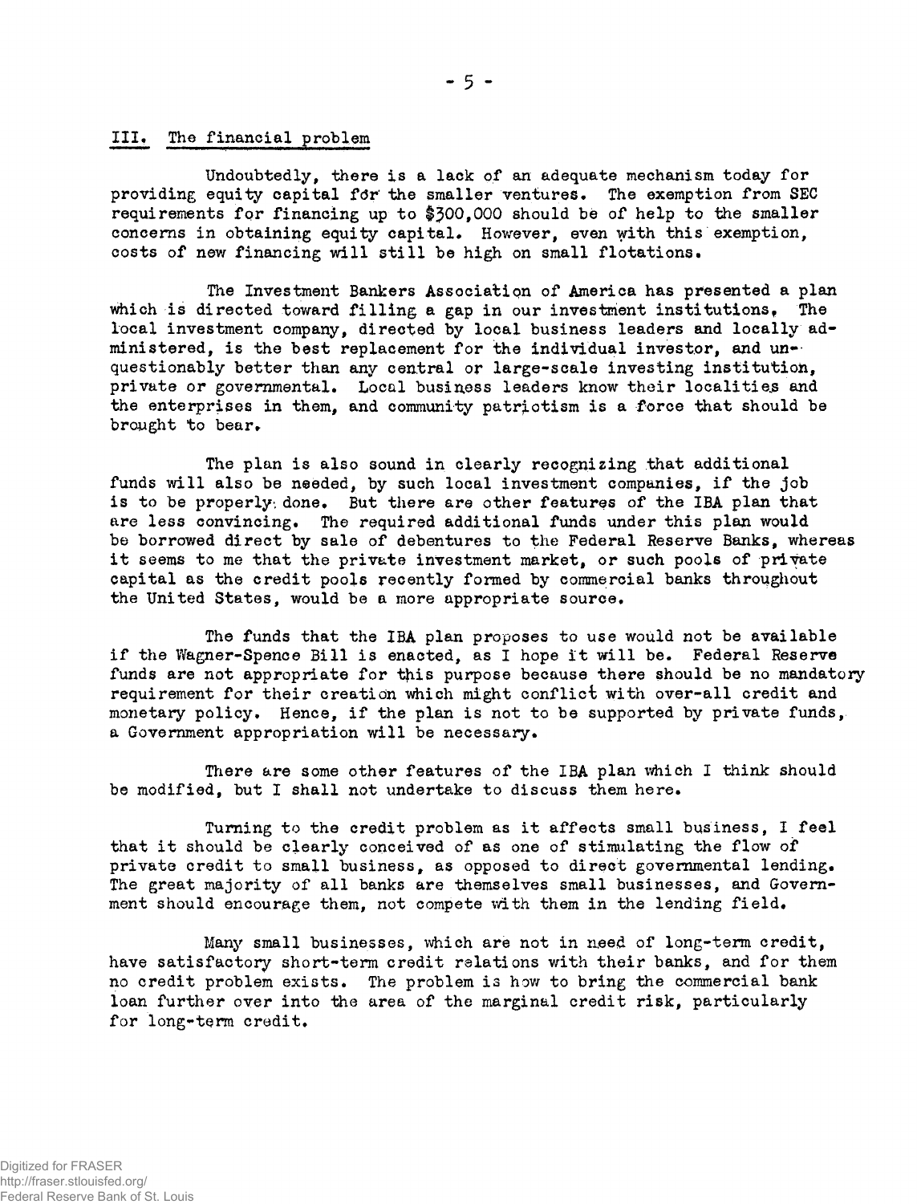## III. The financial problem

Undoubtedly, there is a lack of an adequate mechanism today for providing equity capital for the smaller ventures. The exemption from SEC requirements for financing up to $300,000 should be of help to the smaller concerns in obtaining equity capital. However, even with this exemption, costs of new financing will still be high on small flotations.

The Investment Bankers Association of America has presented a plan which is directed toward filling a gap in our investment institutions. The local investment company, directed by local business leaders and locally administered, is the best replacement for the individual investor, and unquestionably better than any central or large-scale investing institution, private or governmental. Local business leaders know their localities and the enterprises in them, and community patriotism is a force that should be brought to bear.

The plan is also sound in clearly recognizing that additional funds will also be needed, by such local investment companies, if the job is to be properly done. But there are other features of the IBA plan that are less convincing. The required additional funds under this plan would be borrowed direct by sale of debentures to the Federal Reserve Banks, whereas it seems to me that the private investment market, or such pools of private capital as the credit pools recently formed by commercial banks throughout the United States, would be a more appropriate source.

The funds that the IBA plan proposes to use would not be available if the Wagner-Spence Bill is enacted, as I hope it will be. Federal Reserve funds are not appropriate for this purpose because there should be no mandatory requirement for their creation which might conflict with over-all credit and monetary policy. Hence, if the plan is not to be supported by private funds, a Government appropriation will be necessary.

There are some other features of the IBA plan which I think should be modified, but I shall not undertake to discuss them here.

Turning to the credit problem as it affects small business, I feel that it should be clearly conceived of as one of stimulating the flow of private credit to small business, as opposed to direct governmental lending. The great majority of all banks are themselves small businesses, and Government should encourage them, not compete with them in the lending field.

Many small businesses, which are not in need of long-term credit, have satisfactory short-term credit relations with their banks, and for them no credit problem exists. The problem is how to bring the commercial bank loan further over into the area of the marginal credit risk, particularly for long-term credit.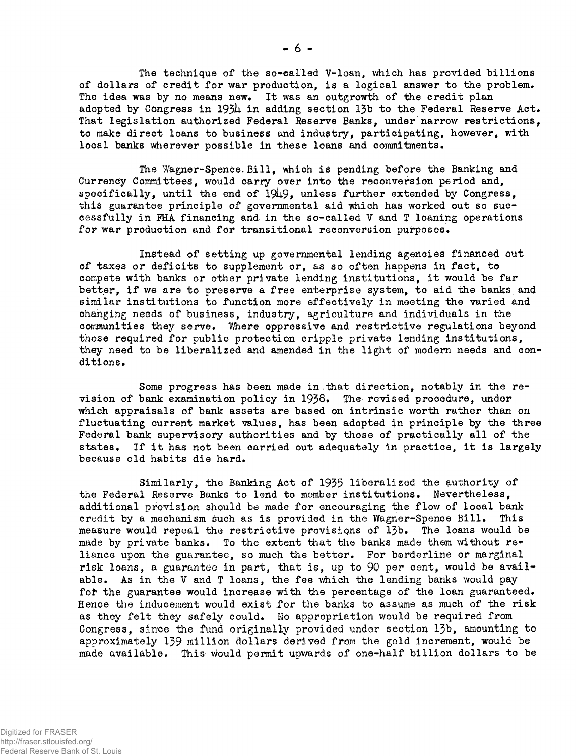The technique of the so-called V-loan, which has provided billions of dollars of credit for war production, is a logical answer to the problem. The idea was by no means new. It was an outgrowth of the credit plan adopted by Congress in 1934 in adding section 13b to the Federal Reserve Act. That legislation authorized Federal Reserve Banks, under narrow restrictions, to make direct loans to business and industry, participating, however, with local banks wherever possible in these loans and commitments.

The Wagner-Spence Bill, which is pending before the Banking and Currency Committees, would carry over into the reconversion period and, specifically, until the end of 1949, unless further extended by Congress, this guarantee principle of governmental aid which has worked out so successfully in FHA financing and in the so-called V and T loaning operations for war production and for transitional reconversion purposes.

Instead of setting up governmental lending agencies financed out of taxes or deficits to supplement or, as so often happens in fact, to compete with banks or other private lending institutions, it would be far better, if we are to preserve a free enterprise system, to aid the banks and similar institutions to function more effectively in meeting the varied and changing needs of business, industry, agriculture and individuals in the communities they serve. Where oppressive and restrictive regulations beyond those required for public protection cripple private lending institutions, they need to be liberalized and amended in the light of modern needs and conditions.

Some progress has been made in that direction, notably in the revision of bank examination policy in 1938. The revised procedure, under which appraisals of bank assets are based on intrinsic worth rather than on fluctuating current market values, has been adopted in principle by the three Federal bank supervisory authorities and by those of practically all of the states. If it has not been carried out adequately in practice, it is largely because old habits die hard.

Similarly, the Banking Act of 1935 liberalized the authority of the Federal Reserve Banks to lend to member institutions. Nevertheless, additional provision should be made for encouraging the flow of local bank credit by a mechanism such as is provided in the Wagner-Spence Bill. This measure would repeal the restrictive provisions of 13b. The loans would be made by private banks. To the extent that the banks made them without reliance upon the guarantee, so much the better. For borderline or marginal risk loans, a guarantee in part, that is, up to 90 per cent, would be available. As in the V and T loans, the fee which the lending banks would pay for the guarantee would increase with the percentage of the loan guaranteed. Hence the inducement would exist for the banks to assume as much of the risk as they felt they safely could. No appropriation would be required from Congress, since the fund originally provided under section 13b, amounting to approximately 139 million dollars derived from the gold increment, would be made available. This would permit upwards of one-half billion dollars to be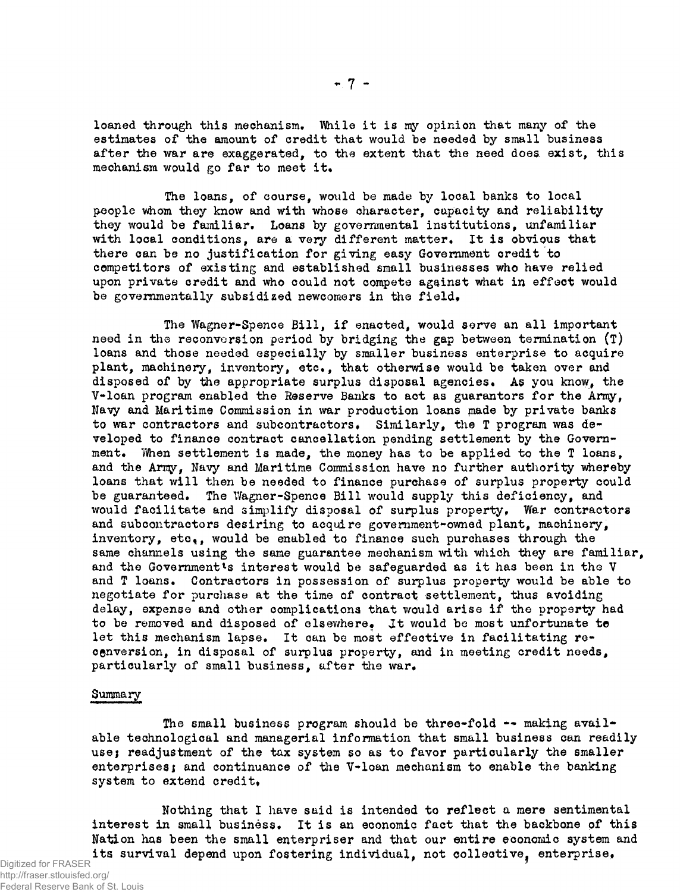loaned through this mechanism. While it is my opinion that many of the estimates of the amount of credit that would be needed by small business after the war are exaggerated, to the extent that the need does exist, this mechanism would go far to meet it.

The loans, of course, would be made by local banks to local people whom they know and with whose character, capacity and reliability they would be familiar. Loans by governmental institutions, unfamiliar with local conditions, are a very different matter. It is obvious that there can be no justification for giving easy Government credit to competitors of existing and established small businesses who have relied upon private credit and who could not compete against what in effect would be governmentally subsidized newcomers in the field.

The Wagner-Spence Bill, if enacted, would serve an all important need in the reconversion period by bridging the gap between termination (T) loans and those needed especially by smaller business enterprise to acquire plant, machinery, inventory, etc., that otherwise would be taken over and disposed of by the appropriate surplus disposal agencies. As you know, the V-loan program enabled the Reserve Banks to act as guarantors for the Army, Navy and Maritime Commission in war production loans made by private banks to war contractors and subcontractors. Similarly, the T program was developed to finance contract cancellation pending settlement by the Government. When settlement is made, the money has to be applied to the T loans, and the Army, Navy and Maritime Commission have no further authority whereby loans that will then be needed to finance purchase of surplus property could be guaranteed. The Wagner-Spence Bill would supply this deficiency, and would facilitate and simplify disposal of surplus property. War contractors and subcontractors desiring to acquire government-owned plant, machinery, inventory, etc., would be enabled to finance such purchases through the same channels using the same guarantee mechanism with which they are familiar, and the Government's interest would be safeguarded as it has been in the V and T loans. Contractors in possession of surplus property would be able to negotiate for purchase at the time of contract settlement, thus avoiding delay, expense and other complications that would arise if the property had to be removed and disposed of elsewhere. It would be most unfortunate to let this mechanism lapse. It can be most effective in facilitating reconversion, in disposal of surplus property, and in meeting credit needs, particularly of small business, after the war.

## Summary

The small business program should be three-fold -- making available technological and managerial information that small business can readily use; readjustment of the tax system so as to favor particularly the smaller enterprises; and continuance of the V-loan mechanism to enable the banking system to extend credit.

Nothing that I have said is intended to reflect a mere sentimental interest in small business. It is an economic fact that the backbone of this Nation has been the small enterpriser and that our entire economic system and its survival depend upon fostering individual, not collective, enterprise.